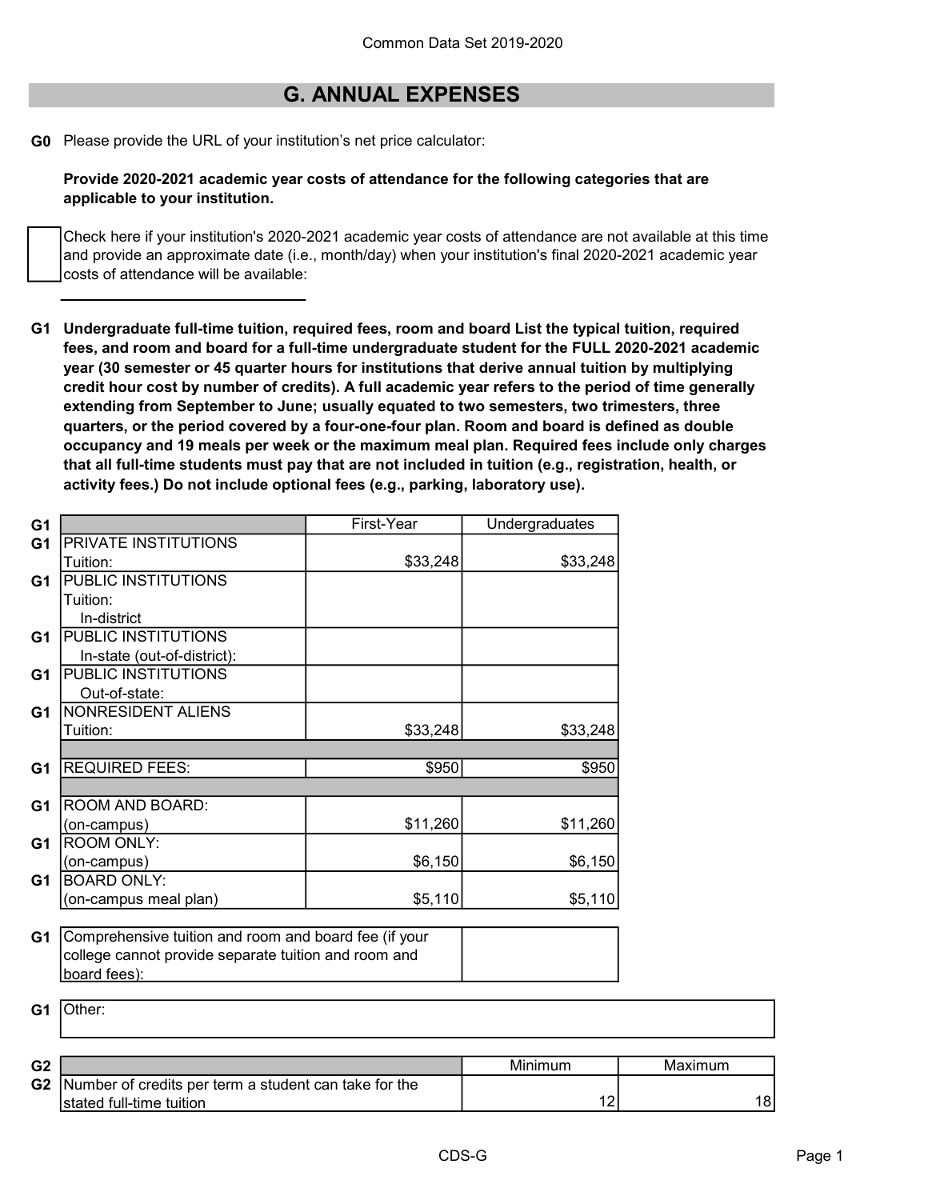## G. ANNUAL EXPENSES

**G0** Please provide the URL of your institution's net price calculator:

**Provide 2020-2021 academic year costs of attendance for the following categories that are applicable to your institution.**

☐ Check here if your institution's 2020-2021 academic year costs of attendance are not available at this time and provide an approximate date (i.e., month/day) when your institution's final 2020-2021 academic year costs of attendance will be available:

______________________________

**G1 Undergraduate full-time tuition, required fees, room and board List the typical tuition, required fees, and room and board for a full-time undergraduate student for the FULL 2020-2021 academic year (30 semester or 45 quarter hours for institutions that derive annual tuition by multiplying credit hour cost by number of credits). A full academic year refers to the period of time generally extending from September to June; usually equated to two semesters, two trimesters, three quarters, or the period covered by a four-one-four plan. Room and board is defined as double occupancy and 19 meals per week or the maximum meal plan. Required fees include only charges that all full-time students must pay that are not included in tuition (e.g., registration, health, or activity fees.) Do not include optional fees (e.g., parking, laboratory use).**

| | | First-Year | Undergraduates |
|---|---|---|---|
| G1 | PRIVATE INSTITUTIONS Tuition: | $33,248 | $33,248 |
| G1 | PUBLIC INSTITUTIONS Tuition: In-district | | |
| G1 | PUBLIC INSTITUTIONS In-state (out-of-district): | | |
| G1 | PUBLIC INSTITUTIONS Out-of-state: | | |
| G1 | NONRESIDENT ALIENS Tuition: | $33,248 | $33,248 |
| G1 | REQUIRED FEES: | $950 | $950 |
| G1 | ROOM AND BOARD: (on-campus) | $11,260 | $11,260 |
| G1 | ROOM ONLY: (on-campus) | $6,150 | $6,150 |
| G1 | BOARD ONLY: (on-campus meal plan) | $5,110 | $5,110 |

| | | |
|---|---|---|
| G1 | Comprehensive tuition and room and board fee (if your college cannot provide separate tuition and room and board fees): | |
| G1 | Other: | |

| | | Minimum | Maximum |
|---|---|---|---|
| G2 | Number of credits per term a student can take for the stated full-time tuition | 12 | 18 |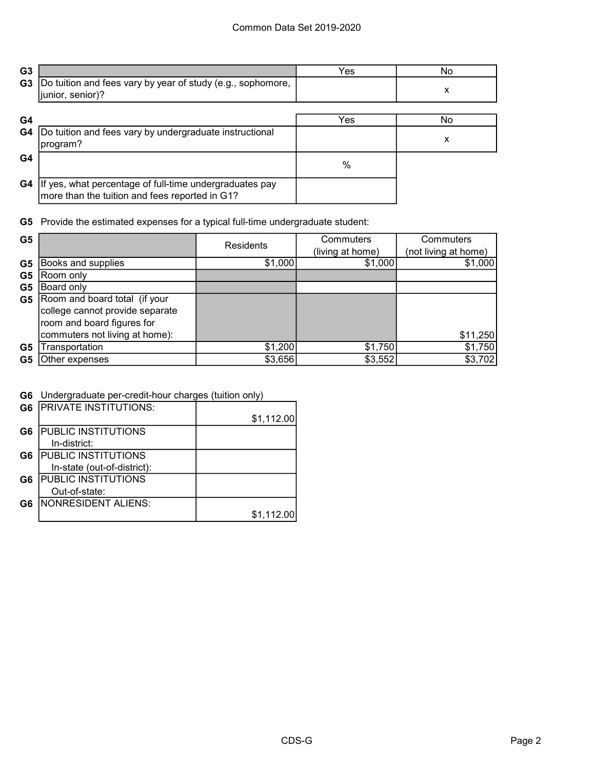| | | | Yes | No |
|---|---|---|---|---|
| G3 | | | | |
| G3 | Do tuition and fees vary by year of study (e.g., sophomore, junior, senior)? | | | x |

| | | Yes | No |
|---|---|---|---|
| G4 | | | |
| G4 | Do tuition and fees vary by undergraduate instructional program? | | x |
| G4 | | % | |
| G4 | If yes, what percentage of full-time undergraduates pay more than the tuition and fees reported in G1? | | |

**G5** Provide the estimated expenses for a typical full-time undergraduate student:

| | | Residents | Commuters (living at home) | Commuters (not living at home) |
|---|---|---|---|---|
| G5 | Books and supplies | $1,000 | $1,000 | $1,000 |
| G5 | Room only | | | |
| G5 | Board only | | | |
| G5 | Room and board total (if your college cannot provide separate room and board figures for commuters not living at home): | | | $11,250 |
| G5 | Transportation | $1,200 | $1,750 | $1,750 |
| G5 | Other expenses | $3,656 | $3,552 | $3,702 |

**G6** Undergraduate per-credit-hour charges (tuition only)

| | | |
|---|---|---|
| G6 | PRIVATE INSTITUTIONS: | $1,112.00 |
| G6 | PUBLIC INSTITUTIONS In-district: | |
| G6 | PUBLIC INSTITUTIONS In-state (out-of-district): | |
| G6 | PUBLIC INSTITUTIONS Out-of-state: | |
| G6 | NONRESIDENT ALIENS: | $1,112.00 |